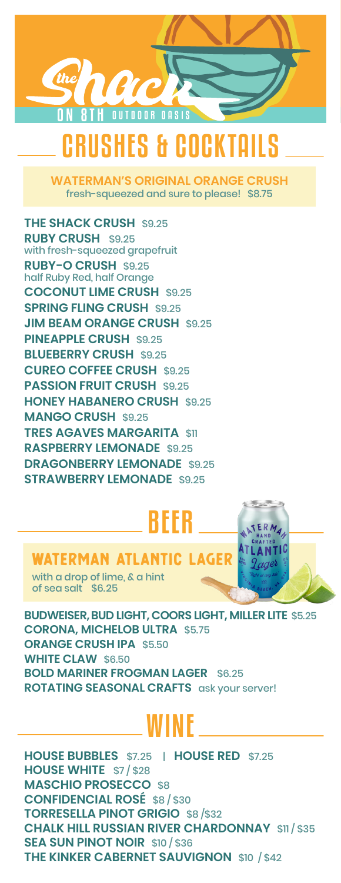# the Shack ON 8TH OUTDOOR OASIS

## CRUSHES & COCKTAILS

**WATERMAN'S ORIGINAL ORANGE CRUSH**
fresh-squeezed and sure to please! $8.75

**THE SHACK CRUSH** $9.25
**RUBY CRUSH** $9.25
with fresh-squeezed grapefruit
**RUBY-O CRUSH** $9.25
half Ruby Red, half Orange
**COCONUT LIME CRUSH** $9.25
**SPRING FLING CRUSH** $9.25
**JIM BEAM ORANGE CRUSH** $9.25
**PINEAPPLE CRUSH** $9.25
**BLUEBERRY CRUSH** $9.25
**CUREO COFFEE CRUSH** $9.25
**PASSION FRUIT CRUSH** $9.25
**HONEY HABANERO CRUSH** $9.25
**MANGO CRUSH** $9.25
**TRES AGAVES MARGARITA** $11
**RASPBERRY LEMONADE** $9.25
**DRAGONBERRY LEMONADE** $9.25
**STRAWBERRY LEMONADE** $9.25

## BEER

**WATERMAN ATLANTIC LAGER**
with a drop of lime, & a hint of sea salt $6.25

**BUDWEISER, BUD LIGHT, COORS LIGHT, MILLER LITE** $5.25
**CORONA, MICHELOB ULTRA** $5.75
**ORANGE CRUSH IPA** $5.50
**WHITE CLAW** $6.50
**BOLD MARINER FROGMAN LAGER** $6.25
**ROTATING SEASONAL CRAFTS** ask your server!

## WINE

**HOUSE BUBBLES** $7.25 | **HOUSE RED** $7.25
**HOUSE WHITE** $7 / $28
**MASCHIO PROSECCO** $8
**CONFIDENCIAL ROSÉ** $8 / $30
**TORRESELLA PINOT GRIGIO** $8 /$32
**CHALK HILL RUSSIAN RIVER CHARDONNAY** $11 / $35
**SEA SUN PINOT NOIR** $10 / $36
**THE KINKER CABERNET SAUVIGNON** $10 / $42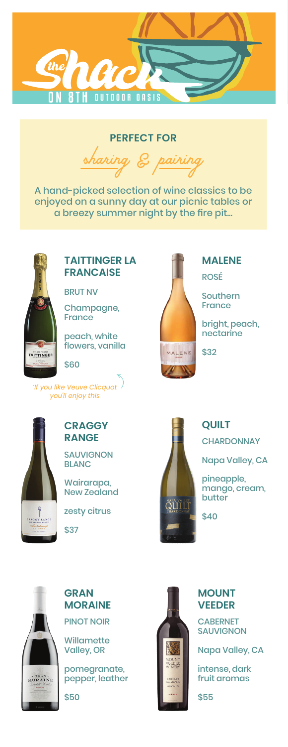the Shack ON 8TH OUTDOOR OASIS

## PERFECT FOR

*sharing & pairing*

A hand-picked selection of wine classics to be enjoyed on a sunny day at our picnic tables or a breezy summer night by the fire pit...

### TAITTINGER LA FRANCAISE

BRUT NV

Champagne, France

peach, white flowers, vanilla

$60

*'If you like Veuve Clicquot you'll enjoy this*

### MALENE

ROSÉ

Southern France

bright, peach, nectarine

$32

### CRAGGY RANGE

SAUVIGNON BLANC

Wairarapa, New Zealand

zesty citrus

$37

### QUILT

CHARDONNAY

Napa Valley, CA

pineapple, mango, cream, butter

$40

### GRAN MORAINE

PINOT NOIR

Willamette Valley, OR

pomegranate, pepper, leather

$50

### MOUNT VEEDER

CABERNET SAUVIGNON

Napa Valley, CA

intense, dark fruit aromas

$55